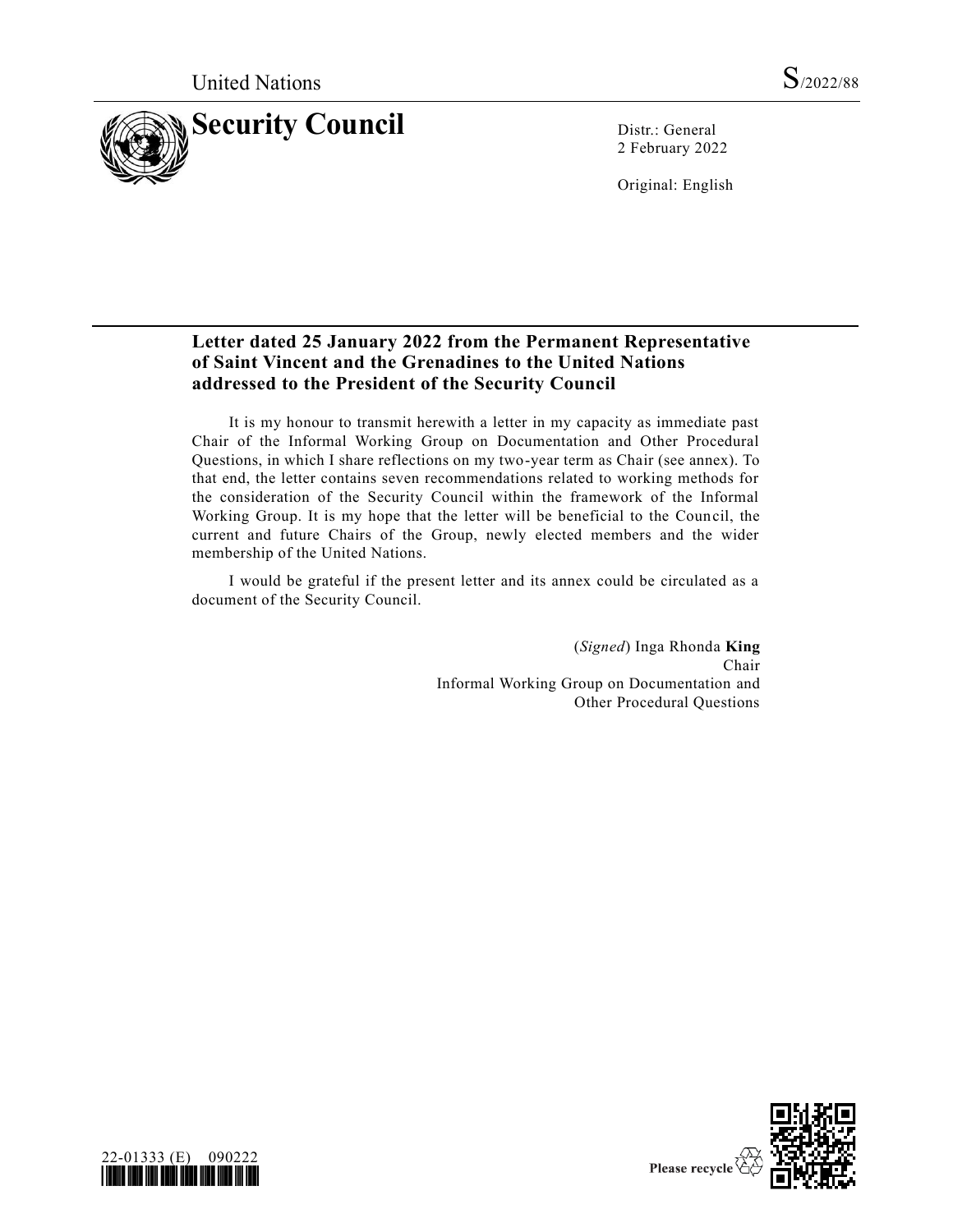United Nations S/2022/88

# Security Council

Distr.: General
2 February 2022

Original: English

## Letter dated 25 January 2022 from the Permanent Representative of Saint Vincent and the Grenadines to the United Nations addressed to the President of the Security Council

It is my honour to transmit herewith a letter in my capacity as immediate past Chair of the Informal Working Group on Documentation and Other Procedural Questions, in which I share reflections on my two-year term as Chair (see annex). To that end, the letter contains seven recommendations related to working methods for the consideration of the Security Council within the framework of the Informal Working Group. It is my hope that the letter will be beneficial to the Council, the current and future Chairs of the Group, newly elected members and the wider membership of the United Nations.

I would be grateful if the present letter and its annex could be circulated as a document of the Security Council.

(*Signed*) Inga Rhonda **King**
Chair
Informal Working Group on Documentation and Other Procedural Questions

22-01333 (E) 090222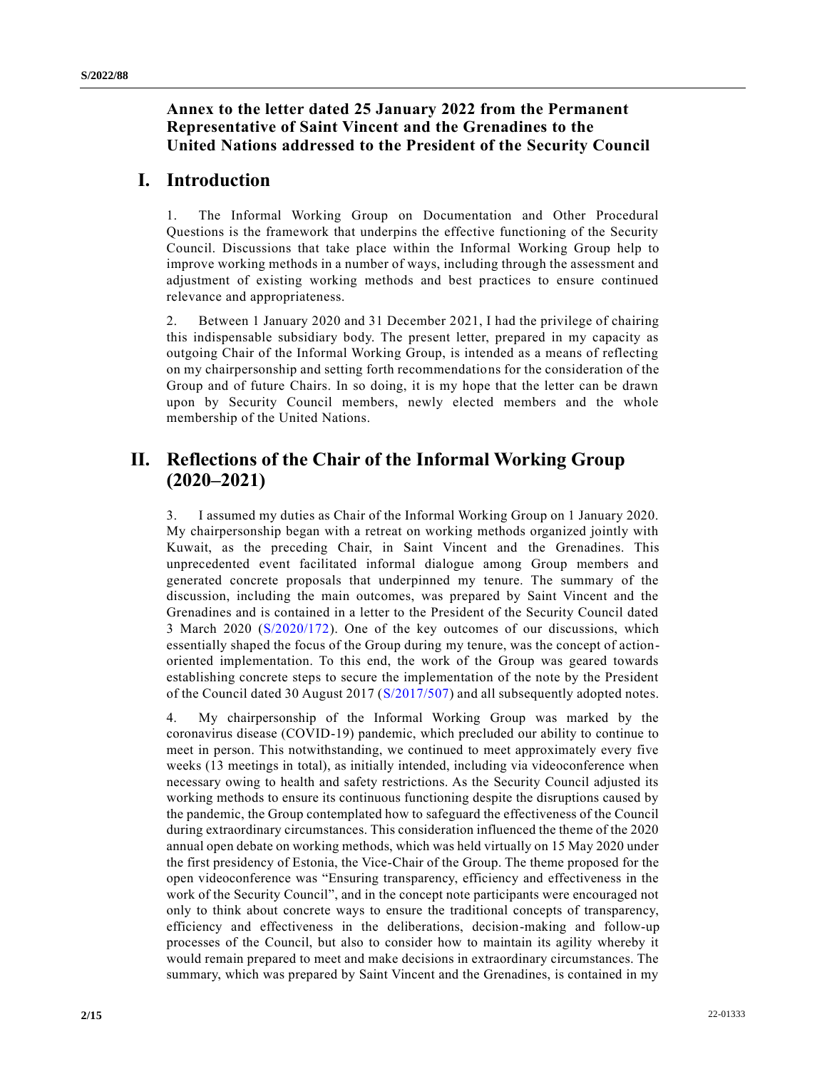**Annex to the letter dated 25 January 2022 from the Permanent Representative of Saint Vincent and the Grenadines to the United Nations addressed to the President of the Security Council**

# I. Introduction

1. The Informal Working Group on Documentation and Other Procedural Questions is the framework that underpins the effective functioning of the Security Council. Discussions that take place within the Informal Working Group help to improve working methods in a number of ways, including through the assessment and adjustment of existing working methods and best practices to ensure continued relevance and appropriateness.

2. Between 1 January 2020 and 31 December 2021, I had the privilege of chairing this indispensable subsidiary body. The present letter, prepared in my capacity as outgoing Chair of the Informal Working Group, is intended as a means of reflecting on my chairpersonship and setting forth recommendations for the consideration of the Group and of future Chairs. In so doing, it is my hope that the letter can be drawn upon by Security Council members, newly elected members and the whole membership of the United Nations.

# II. Reflections of the Chair of the Informal Working Group (2020–2021)

3. I assumed my duties as Chair of the Informal Working Group on 1 January 2020. My chairpersonship began with a retreat on working methods organized jointly with Kuwait, as the preceding Chair, in Saint Vincent and the Grenadines. This unprecedented event facilitated informal dialogue among Group members and generated concrete proposals that underpinned my tenure. The summary of the discussion, including the main outcomes, was prepared by Saint Vincent and the Grenadines and is contained in a letter to the President of the Security Council dated 3 March 2020 (S/2020/172). One of the key outcomes of our discussions, which essentially shaped the focus of the Group during my tenure, was the concept of action-oriented implementation. To this end, the work of the Group was geared towards establishing concrete steps to secure the implementation of the note by the President of the Council dated 30 August 2017 (S/2017/507) and all subsequently adopted notes.

4. My chairpersonship of the Informal Working Group was marked by the coronavirus disease (COVID-19) pandemic, which precluded our ability to continue to meet in person. This notwithstanding, we continued to meet approximately every five weeks (13 meetings in total), as initially intended, including via videoconference when necessary owing to health and safety restrictions. As the Security Council adjusted its working methods to ensure its continuous functioning despite the disruptions caused by the pandemic, the Group contemplated how to safeguard the effectiveness of the Council during extraordinary circumstances. This consideration influenced the theme of the 2020 annual open debate on working methods, which was held virtually on 15 May 2020 under the first presidency of Estonia, the Vice-Chair of the Group. The theme proposed for the open videoconference was "Ensuring transparency, efficiency and effectiveness in the work of the Security Council", and in the concept note participants were encouraged not only to think about concrete ways to ensure the traditional concepts of transparency, efficiency and effectiveness in the deliberations, decision-making and follow-up processes of the Council, but also to consider how to maintain its agility whereby it would remain prepared to meet and make decisions in extraordinary circumstances. The summary, which was prepared by Saint Vincent and the Grenadines, is contained in my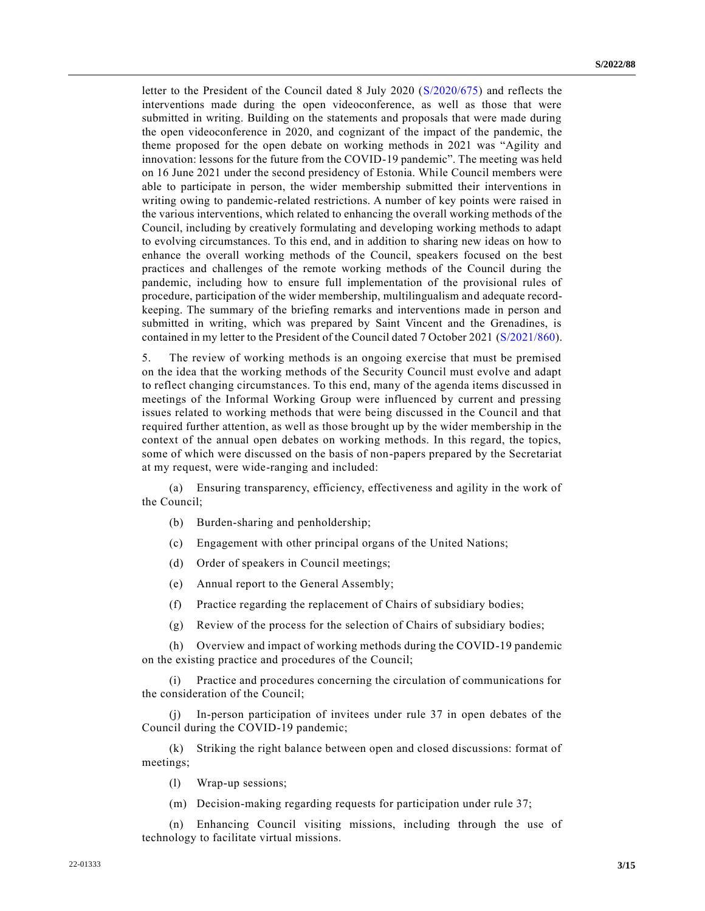letter to the President of the Council dated 8 July 2020 (S/2020/675) and reflects the interventions made during the open videoconference, as well as those that were submitted in writing. Building on the statements and proposals that were made during the open videoconference in 2020, and cognizant of the impact of the pandemic, the theme proposed for the open debate on working methods in 2021 was "Agility and innovation: lessons for the future from the COVID-19 pandemic". The meeting was held on 16 June 2021 under the second presidency of Estonia. While Council members were able to participate in person, the wider membership submitted their interventions in writing owing to pandemic-related restrictions. A number of key points were raised in the various interventions, which related to enhancing the overall working methods of the Council, including by creatively formulating and developing working methods to adapt to evolving circumstances. To this end, and in addition to sharing new ideas on how to enhance the overall working methods of the Council, speakers focused on the best practices and challenges of the remote working methods of the Council during the pandemic, including how to ensure full implementation of the provisional rules of procedure, participation of the wider membership, multilingualism and adequate record-keeping. The summary of the briefing remarks and interventions made in person and submitted in writing, which was prepared by Saint Vincent and the Grenadines, is contained in my letter to the President of the Council dated 7 October 2021 (S/2021/860).

5. The review of working methods is an ongoing exercise that must be premised on the idea that the working methods of the Security Council must evolve and adapt to reflect changing circumstances. To this end, many of the agenda items discussed in meetings of the Informal Working Group were influenced by current and pressing issues related to working methods that were being discussed in the Council and that required further attention, as well as those brought up by the wider membership in the context of the annual open debates on working methods. In this regard, the topics, some of which were discussed on the basis of non-papers prepared by the Secretariat at my request, were wide-ranging and included:

(a) Ensuring transparency, efficiency, effectiveness and agility in the work of the Council;

(b) Burden-sharing and penholdership;

(c) Engagement with other principal organs of the United Nations;

(d) Order of speakers in Council meetings;

(e) Annual report to the General Assembly;

(f) Practice regarding the replacement of Chairs of subsidiary bodies;

(g) Review of the process for the selection of Chairs of subsidiary bodies;

(h) Overview and impact of working methods during the COVID-19 pandemic on the existing practice and procedures of the Council;

(i) Practice and procedures concerning the circulation of communications for the consideration of the Council;

(j) In-person participation of invitees under rule 37 in open debates of the Council during the COVID-19 pandemic;

(k) Striking the right balance between open and closed discussions: format of meetings;

(l) Wrap-up sessions;

(m) Decision-making regarding requests for participation under rule 37;

(n) Enhancing Council visiting missions, including through the use of technology to facilitate virtual missions.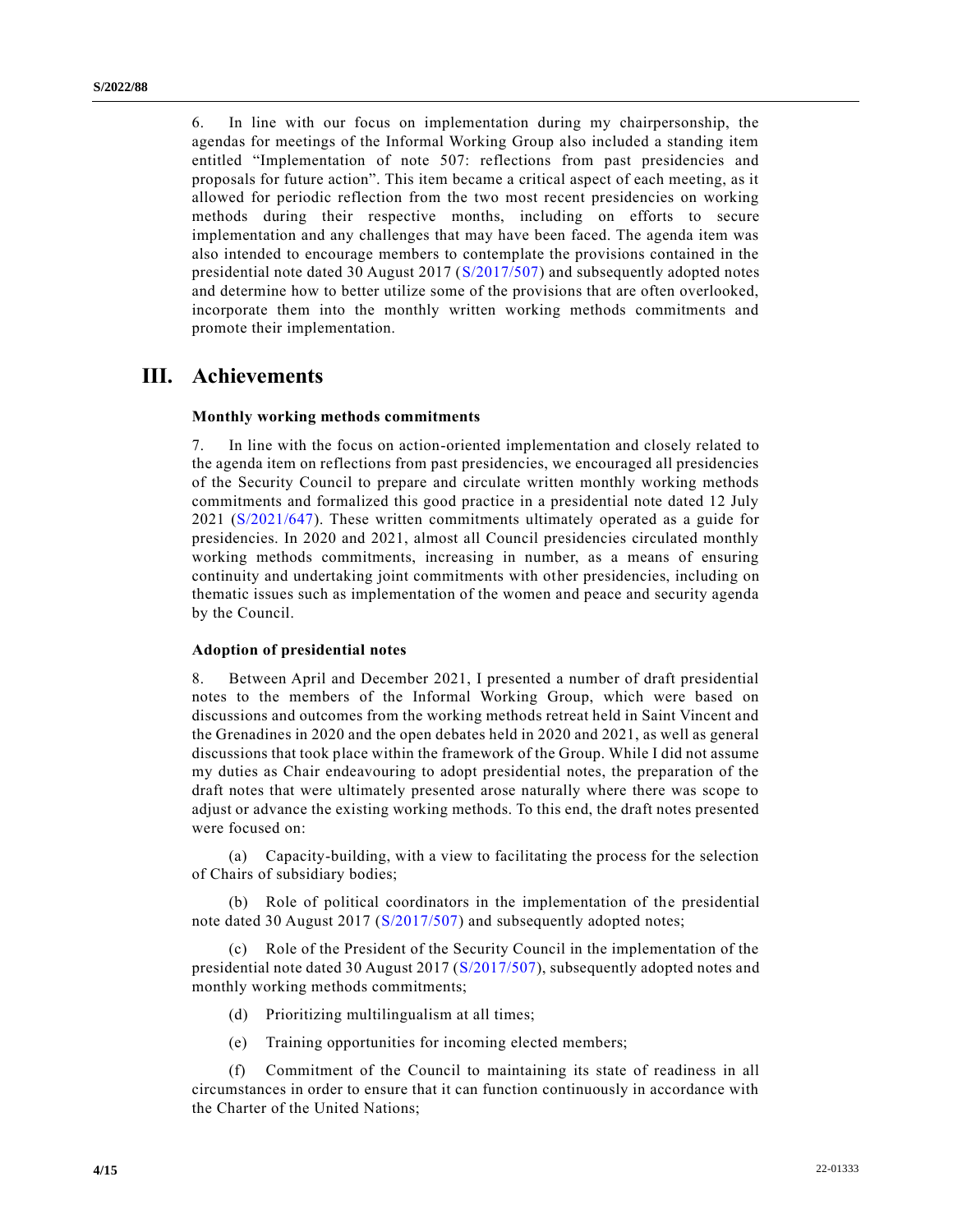6. In line with our focus on implementation during my chairpersonship, the agendas for meetings of the Informal Working Group also included a standing item entitled "Implementation of note 507: reflections from past presidencies and proposals for future action". This item became a critical aspect of each meeting, as it allowed for periodic reflection from the two most recent presidencies on working methods during their respective months, including on efforts to secure implementation and any challenges that may have been faced. The agenda item was also intended to encourage members to contemplate the provisions contained in the presidential note dated 30 August 2017 (S/2017/507) and subsequently adopted notes and determine how to better utilize some of the provisions that are often overlooked, incorporate them into the monthly written working methods commitments and promote their implementation.

## III. Achievements

**Monthly working methods commitments**

7. In line with the focus on action-oriented implementation and closely related to the agenda item on reflections from past presidencies, we encouraged all presidencies of the Security Council to prepare and circulate written monthly working methods commitments and formalized this good practice in a presidential note dated 12 July 2021 (S/2021/647). These written commitments ultimately operated as a guide for presidencies. In 2020 and 2021, almost all Council presidencies circulated monthly working methods commitments, increasing in number, as a means of ensuring continuity and undertaking joint commitments with other presidencies, including on thematic issues such as implementation of the women and peace and security agenda by the Council.

**Adoption of presidential notes**

8. Between April and December 2021, I presented a number of draft presidential notes to the members of the Informal Working Group, which were based on discussions and outcomes from the working methods retreat held in Saint Vincent and the Grenadines in 2020 and the open debates held in 2020 and 2021, as well as general discussions that took place within the framework of the Group. While I did not assume my duties as Chair endeavouring to adopt presidential notes, the preparation of the draft notes that were ultimately presented arose naturally where there was scope to adjust or advance the existing working methods. To this end, the draft notes presented were focused on:

(a) Capacity-building, with a view to facilitating the process for the selection of Chairs of subsidiary bodies;

(b) Role of political coordinators in the implementation of the presidential note dated 30 August 2017 (S/2017/507) and subsequently adopted notes;

(c) Role of the President of the Security Council in the implementation of the presidential note dated 30 August 2017 (S/2017/507), subsequently adopted notes and monthly working methods commitments;

(d) Prioritizing multilingualism at all times;

(e) Training opportunities for incoming elected members;

(f) Commitment of the Council to maintaining its state of readiness in all circumstances in order to ensure that it can function continuously in accordance with the Charter of the United Nations;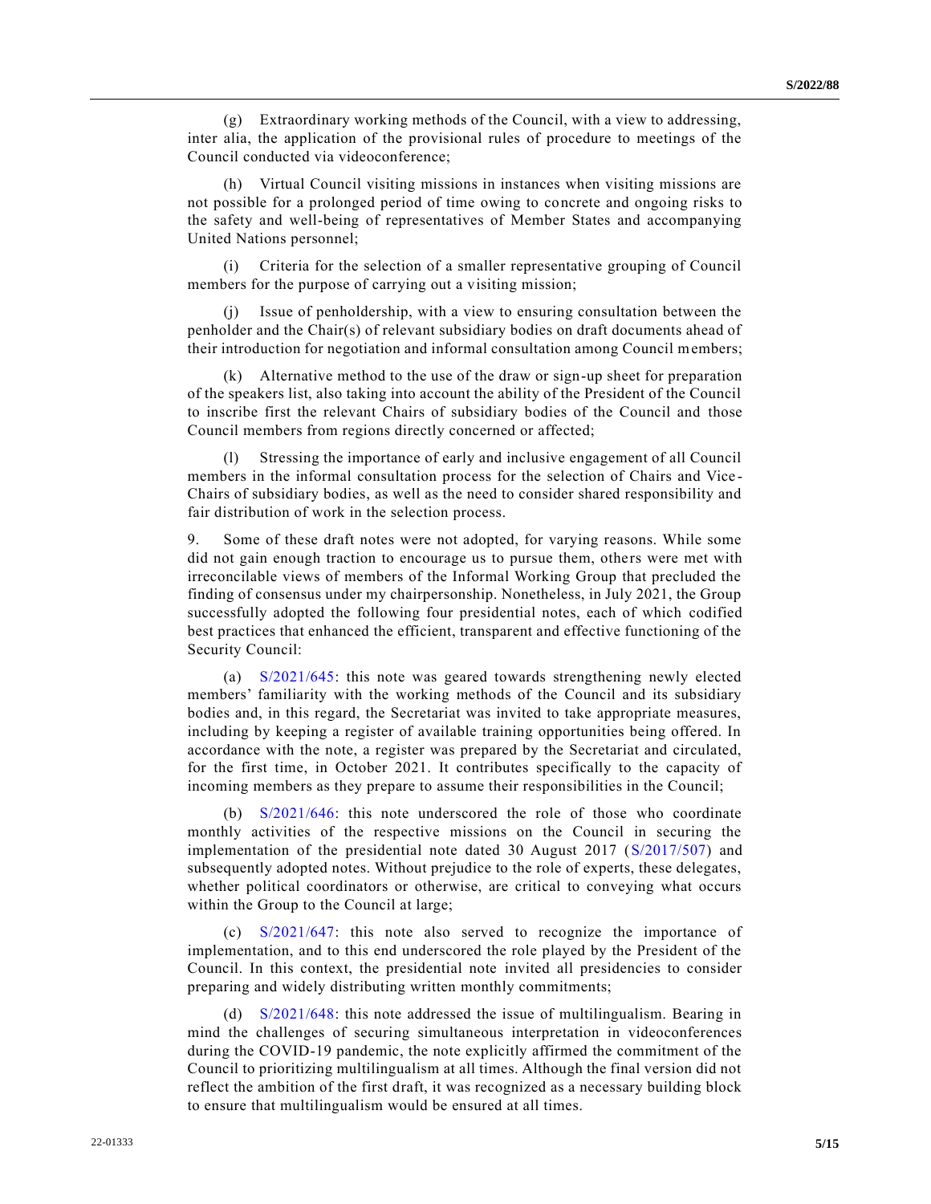(g) Extraordinary working methods of the Council, with a view to addressing, inter alia, the application of the provisional rules of procedure to meetings of the Council conducted via videoconference;

(h) Virtual Council visiting missions in instances when visiting missions are not possible for a prolonged period of time owing to concrete and ongoing risks to the safety and well-being of representatives of Member States and accompanying United Nations personnel;

(i) Criteria for the selection of a smaller representative grouping of Council members for the purpose of carrying out a visiting mission;

(j) Issue of penholdership, with a view to ensuring consultation between the penholder and the Chair(s) of relevant subsidiary bodies on draft documents ahead of their introduction for negotiation and informal consultation among Council members;

(k) Alternative method to the use of the draw or sign-up sheet for preparation of the speakers list, also taking into account the ability of the President of the Council to inscribe first the relevant Chairs of subsidiary bodies of the Council and those Council members from regions directly concerned or affected;

(l) Stressing the importance of early and inclusive engagement of all Council members in the informal consultation process for the selection of Chairs and Vice-Chairs of subsidiary bodies, as well as the need to consider shared responsibility and fair distribution of work in the selection process.

9. Some of these draft notes were not adopted, for varying reasons. While some did not gain enough traction to encourage us to pursue them, others were met with irreconcilable views of members of the Informal Working Group that precluded the finding of consensus under my chairpersonship. Nonetheless, in July 2021, the Group successfully adopted the following four presidential notes, each of which codified best practices that enhanced the efficient, transparent and effective functioning of the Security Council:

(a) S/2021/645: this note was geared towards strengthening newly elected members' familiarity with the working methods of the Council and its subsidiary bodies and, in this regard, the Secretariat was invited to take appropriate measures, including by keeping a register of available training opportunities being offered. In accordance with the note, a register was prepared by the Secretariat and circulated, for the first time, in October 2021. It contributes specifically to the capacity of incoming members as they prepare to assume their responsibilities in the Council;

(b) S/2021/646: this note underscored the role of those who coordinate monthly activities of the respective missions on the Council in securing the implementation of the presidential note dated 30 August 2017 (S/2017/507) and subsequently adopted notes. Without prejudice to the role of experts, these delegates, whether political coordinators or otherwise, are critical to conveying what occurs within the Group to the Council at large;

(c) S/2021/647: this note also served to recognize the importance of implementation, and to this end underscored the role played by the President of the Council. In this context, the presidential note invited all presidencies to consider preparing and widely distributing written monthly commitments;

(d) S/2021/648: this note addressed the issue of multilingualism. Bearing in mind the challenges of securing simultaneous interpretation in videoconferences during the COVID-19 pandemic, the note explicitly affirmed the commitment of the Council to prioritizing multilingualism at all times. Although the final version did not reflect the ambition of the first draft, it was recognized as a necessary building block to ensure that multilingualism would be ensured at all times.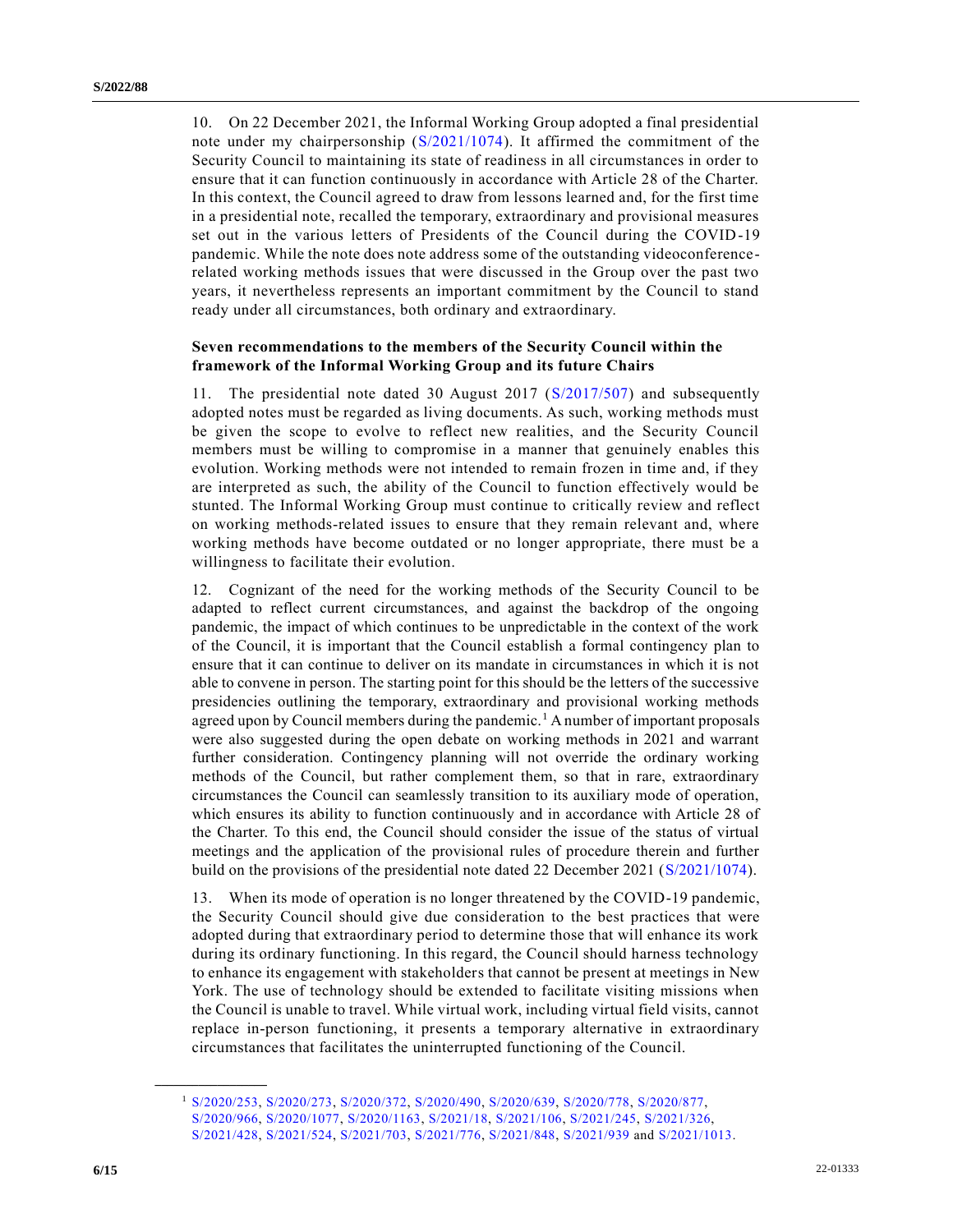10. On 22 December 2021, the Informal Working Group adopted a final presidential note under my chairpersonship (S/2021/1074). It affirmed the commitment of the Security Council to maintaining its state of readiness in all circumstances in order to ensure that it can function continuously in accordance with Article 28 of the Charter. In this context, the Council agreed to draw from lessons learned and, for the first time in a presidential note, recalled the temporary, extraordinary and provisional measures set out in the various letters of Presidents of the Council during the COVID-19 pandemic. While the note does note address some of the outstanding videoconference-related working methods issues that were discussed in the Group over the past two years, it nevertheless represents an important commitment by the Council to stand ready under all circumstances, both ordinary and extraordinary.

**Seven recommendations to the members of the Security Council within the framework of the Informal Working Group and its future Chairs**

11. The presidential note dated 30 August 2017 (S/2017/507) and subsequently adopted notes must be regarded as living documents. As such, working methods must be given the scope to evolve to reflect new realities, and the Security Council members must be willing to compromise in a manner that genuinely enables this evolution. Working methods were not intended to remain frozen in time and, if they are interpreted as such, the ability of the Council to function effectively would be stunted. The Informal Working Group must continue to critically review and reflect on working methods-related issues to ensure that they remain relevant and, where working methods have become outdated or no longer appropriate, there must be a willingness to facilitate their evolution.

12. Cognizant of the need for the working methods of the Security Council to be adapted to reflect current circumstances, and against the backdrop of the ongoing pandemic, the impact of which continues to be unpredictable in the context of the work of the Council, it is important that the Council establish a formal contingency plan to ensure that it can continue to deliver on its mandate in circumstances in which it is not able to convene in person. The starting point for this should be the letters of the successive presidencies outlining the temporary, extraordinary and provisional working methods agreed upon by Council members during the pandemic.[1] A number of important proposals were also suggested during the open debate on working methods in 2021 and warrant further consideration. Contingency planning will not override the ordinary working methods of the Council, but rather complement them, so that in rare, extraordinary circumstances the Council can seamlessly transition to its auxiliary mode of operation, which ensures its ability to function continuously and in accordance with Article 28 of the Charter. To this end, the Council should consider the issue of the status of virtual meetings and the application of the provisional rules of procedure therein and further build on the provisions of the presidential note dated 22 December 2021 (S/2021/1074).

13. When its mode of operation is no longer threatened by the COVID-19 pandemic, the Security Council should give due consideration to the best practices that were adopted during that extraordinary period to determine those that will enhance its work during its ordinary functioning. In this regard, the Council should harness technology to enhance its engagement with stakeholders that cannot be present at meetings in New York. The use of technology should be extended to facilitate visiting missions when the Council is unable to travel. While virtual work, including virtual field visits, cannot replace in-person functioning, it presents a temporary alternative in extraordinary circumstances that facilitates the uninterrupted functioning of the Council.

[1] S/2020/253, S/2020/273, S/2020/372, S/2020/490, S/2020/639, S/2020/778, S/2020/877, S/2020/966, S/2020/1077, S/2020/1163, S/2021/18, S/2021/106, S/2021/245, S/2021/326, S/2021/428, S/2021/524, S/2021/703, S/2021/776, S/2021/848, S/2021/939 and S/2021/1013.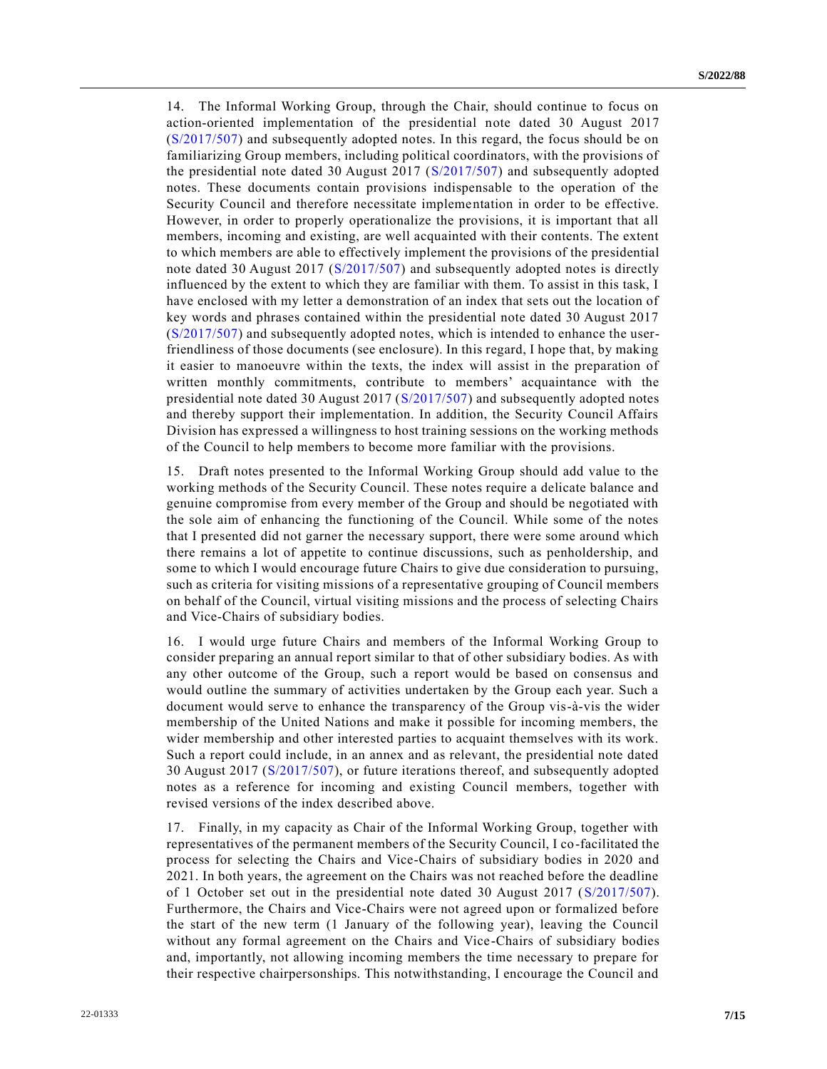14. The Informal Working Group, through the Chair, should continue to focus on action-oriented implementation of the presidential note dated 30 August 2017 (S/2017/507) and subsequently adopted notes. In this regard, the focus should be on familiarizing Group members, including political coordinators, with the provisions of the presidential note dated 30 August 2017 (S/2017/507) and subsequently adopted notes. These documents contain provisions indispensable to the operation of the Security Council and therefore necessitate implementation in order to be effective. However, in order to properly operationalize the provisions, it is important that all members, incoming and existing, are well acquainted with their contents. The extent to which members are able to effectively implement the provisions of the presidential note dated 30 August 2017 (S/2017/507) and subsequently adopted notes is directly influenced by the extent to which they are familiar with them. To assist in this task, I have enclosed with my letter a demonstration of an index that sets out the location of key words and phrases contained within the presidential note dated 30 August 2017 (S/2017/507) and subsequently adopted notes, which is intended to enhance the user-friendliness of those documents (see enclosure). In this regard, I hope that, by making it easier to manoeuvre within the texts, the index will assist in the preparation of written monthly commitments, contribute to members' acquaintance with the presidential note dated 30 August 2017 (S/2017/507) and subsequently adopted notes and thereby support their implementation. In addition, the Security Council Affairs Division has expressed a willingness to host training sessions on the working methods of the Council to help members to become more familiar with the provisions.

15. Draft notes presented to the Informal Working Group should add value to the working methods of the Security Council. These notes require a delicate balance and genuine compromise from every member of the Group and should be negotiated with the sole aim of enhancing the functioning of the Council. While some of the notes that I presented did not garner the necessary support, there were some around which there remains a lot of appetite to continue discussions, such as penholdership, and some to which I would encourage future Chairs to give due consideration to pursuing, such as criteria for visiting missions of a representative grouping of Council members on behalf of the Council, virtual visiting missions and the process of selecting Chairs and Vice-Chairs of subsidiary bodies.

16. I would urge future Chairs and members of the Informal Working Group to consider preparing an annual report similar to that of other subsidiary bodies. As with any other outcome of the Group, such a report would be based on consensus and would outline the summary of activities undertaken by the Group each year. Such a document would serve to enhance the transparency of the Group vis-à-vis the wider membership of the United Nations and make it possible for incoming members, the wider membership and other interested parties to acquaint themselves with its work. Such a report could include, in an annex and as relevant, the presidential note dated 30 August 2017 (S/2017/507), or future iterations thereof, and subsequently adopted notes as a reference for incoming and existing Council members, together with revised versions of the index described above.

17. Finally, in my capacity as Chair of the Informal Working Group, together with representatives of the permanent members of the Security Council, I co-facilitated the process for selecting the Chairs and Vice-Chairs of subsidiary bodies in 2020 and 2021. In both years, the agreement on the Chairs was not reached before the deadline of 1 October set out in the presidential note dated 30 August 2017 (S/2017/507). Furthermore, the Chairs and Vice-Chairs were not agreed upon or formalized before the start of the new term (1 January of the following year), leaving the Council without any formal agreement on the Chairs and Vice-Chairs of subsidiary bodies and, importantly, not allowing incoming members the time necessary to prepare for their respective chairpersonships. This notwithstanding, I encourage the Council and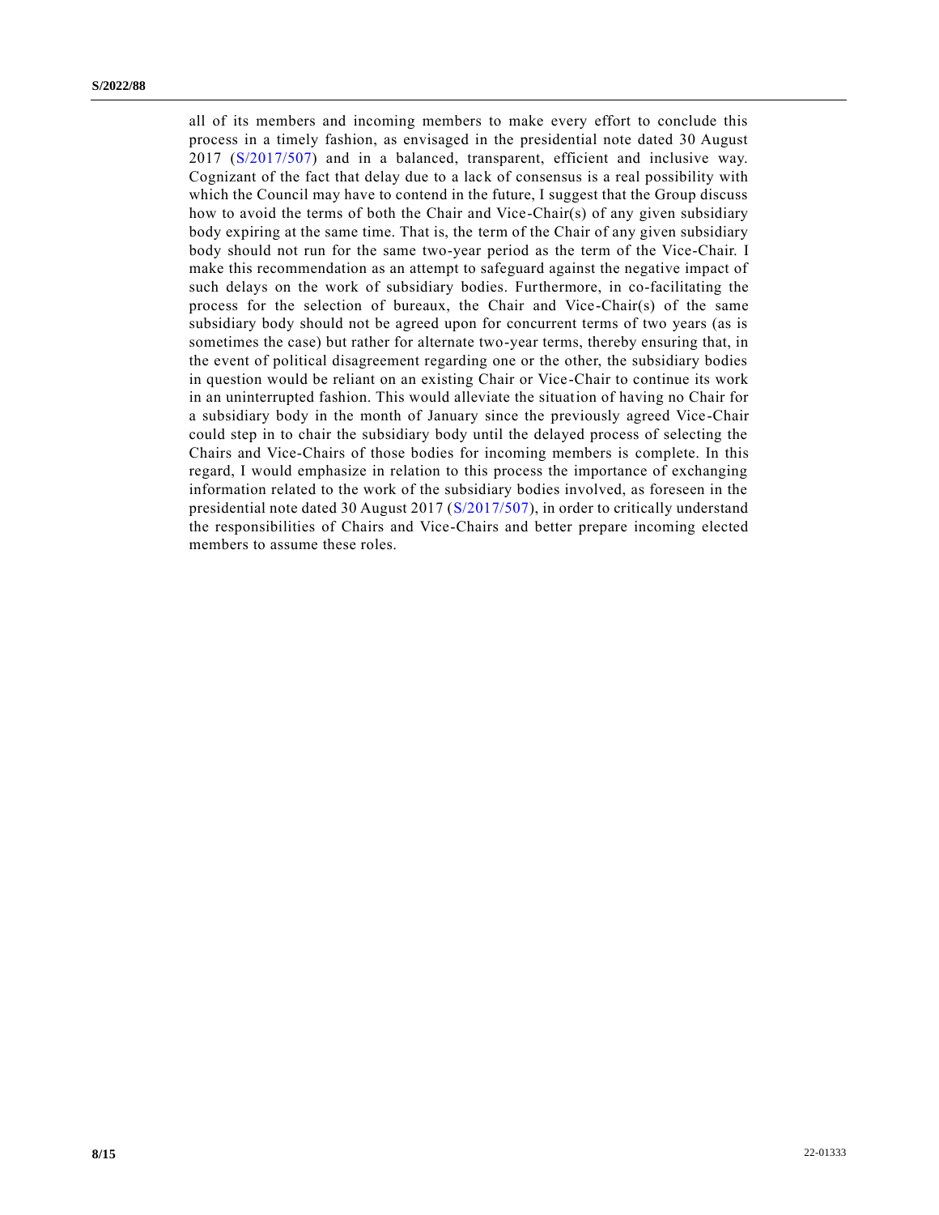all of its members and incoming members to make every effort to conclude this process in a timely fashion, as envisaged in the presidential note dated 30 August 2017 (S/2017/507) and in a balanced, transparent, efficient and inclusive way. Cognizant of the fact that delay due to a lack of consensus is a real possibility with which the Council may have to contend in the future, I suggest that the Group discuss how to avoid the terms of both the Chair and Vice-Chair(s) of any given subsidiary body expiring at the same time. That is, the term of the Chair of any given subsidiary body should not run for the same two-year period as the term of the Vice-Chair. I make this recommendation as an attempt to safeguard against the negative impact of such delays on the work of subsidiary bodies. Furthermore, in co-facilitating the process for the selection of bureaux, the Chair and Vice-Chair(s) of the same subsidiary body should not be agreed upon for concurrent terms of two years (as is sometimes the case) but rather for alternate two-year terms, thereby ensuring that, in the event of political disagreement regarding one or the other, the subsidiary bodies in question would be reliant on an existing Chair or Vice-Chair to continue its work in an uninterrupted fashion. This would alleviate the situation of having no Chair for a subsidiary body in the month of January since the previously agreed Vice-Chair could step in to chair the subsidiary body until the delayed process of selecting the Chairs and Vice-Chairs of those bodies for incoming members is complete. In this regard, I would emphasize in relation to this process the importance of exchanging information related to the work of the subsidiary bodies involved, as foreseen in the presidential note dated 30 August 2017 (S/2017/507), in order to critically understand the responsibilities of Chairs and Vice-Chairs and better prepare incoming elected members to assume these roles.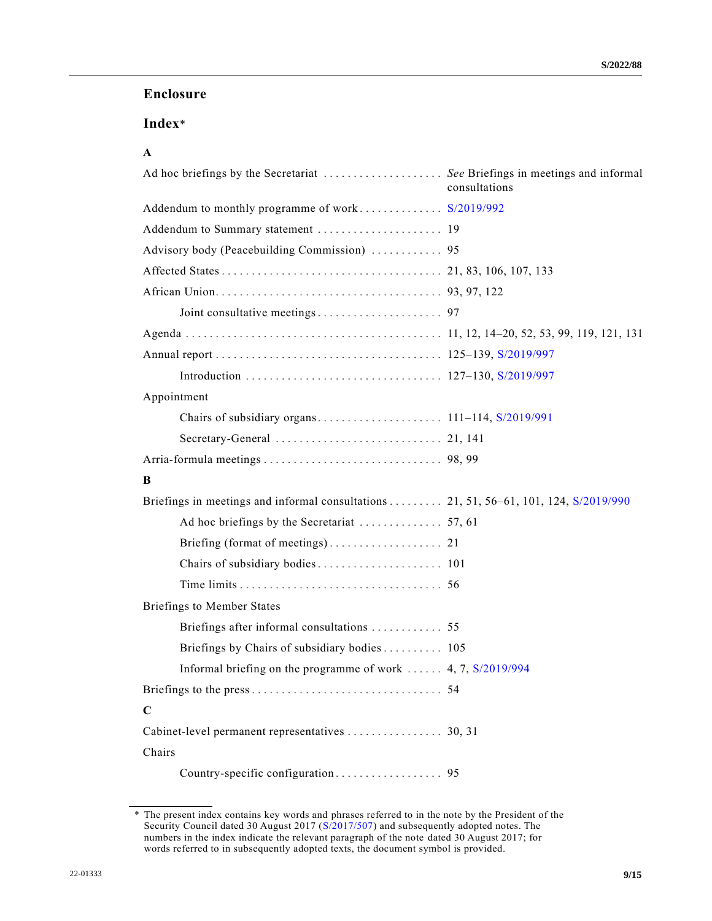## Enclosure

## Index*

### A

Ad hoc briefings by the Secretariat .................... *See* Briefings in meetings and informal consultations

Addendum to monthly programme of work.............. S/2019/992

Addendum to Summary statement ..................... 19

Advisory body (Peacebuilding Commission) ............ 95

Affected States.................................... 21, 83, 106, 107, 133

African Union...................................... 93, 97, 122

- Joint consultative meetings..................... 97

Agenda .......................................... 11, 12, 14–20, 52, 53, 99, 119, 121, 131

Annual report...................................... 125–139, S/2019/997

- Introduction ................................. 127–130, S/2019/997

Appointment

- Chairs of subsidiary organs..................... 111–114, S/2019/991
- Secretary-General ............................ 21, 141

Arria-formula meetings .............................. 98, 99

### B

Briefings in meetings and informal consultations ......... 21, 51, 56–61, 101, 124, S/2019/990

- Ad hoc briefings by the Secretariat .............. 57, 61
- Briefing (format of meetings)................... 21
- Chairs of subsidiary bodies..................... 101
- Time limits.................................. 56

Briefings to Member States

- Briefings after informal consultations ............ 55
- Briefings by Chairs of subsidiary bodies.......... 105
- Informal briefing on the programme of work ...... 4, 7, S/2019/994

Briefings to the press................................ 54

### C

Cabinet-level permanent representatives ................ 30, 31

Chairs

- Country-specific configuration.................. 95

---

\* The present index contains key words and phrases referred to in the note by the President of the Security Council dated 30 August 2017 (S/2017/507) and subsequently adopted notes. The numbers in the index indicate the relevant paragraph of the note dated 30 August 2017; for words referred to in subsequently adopted texts, the document symbol is provided.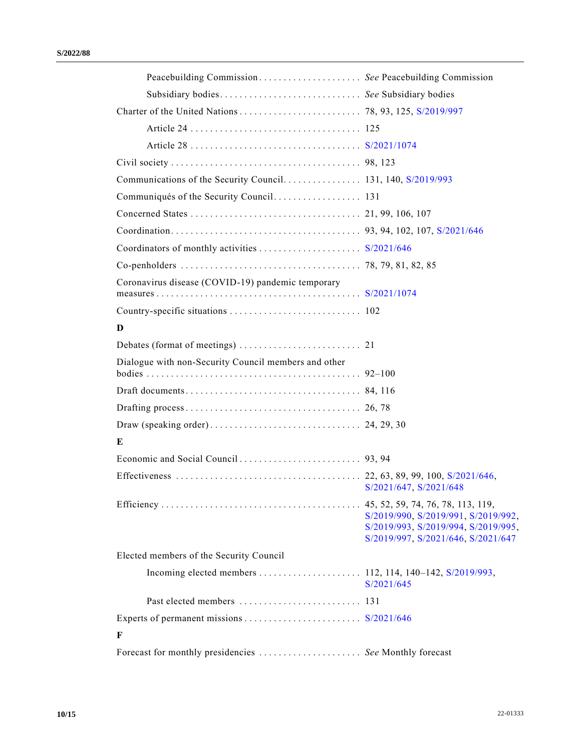Peacebuilding Commission . . . . . . . . . . . . . . . . . . . . *See* Peacebuilding Commission

Subsidiary bodies . . . . . . . . . . . . . . . . . . . . . . . . . . . . *See* Subsidiary bodies

Charter of the United Nations . . . . . . . . . . . . . . . . . . . . . . . . 78, 93, 125, S/2019/997

Article 24 . . . . . . . . . . . . . . . . . . . . . . . . . . . . . . . . . . 125

Article 28 . . . . . . . . . . . . . . . . . . . . . . . . . . . . . . . . . . S/2021/1074

Civil society . . . . . . . . . . . . . . . . . . . . . . . . . . . . . . . . . . . . . 98, 123

Communications of the Security Council. . . . . . . . . . . . . . . . 131, 140, S/2019/993

Communiqués of the Security Council. . . . . . . . . . . . . . . . . . 131

Concerned States . . . . . . . . . . . . . . . . . . . . . . . . . . . . . . . . . 21, 99, 106, 107

Coordination. . . . . . . . . . . . . . . . . . . . . . . . . . . . . . . . . . . . . . 93, 94, 102, 107, S/2021/646

Coordinators of monthly activities . . . . . . . . . . . . . . . . . . . . S/2021/646

Co-penholders . . . . . . . . . . . . . . . . . . . . . . . . . . . . . . . . . . . 78, 79, 81, 82, 85

Coronavirus disease (COVID-19) pandemic temporary measures . . . . . . . . . . . . . . . . . . . . . . . . . . . . . . . . . . . . . . . . S/2021/1074

Country-specific situations . . . . . . . . . . . . . . . . . . . . . . . . . . 102

**D**

Debates (format of meetings) . . . . . . . . . . . . . . . . . . . . . . . . . 21

Dialogue with non-Security Council members and other bodies . . . . . . . . . . . . . . . . . . . . . . . . . . . . . . . . . . . . . . . . . . 92–100

Draft documents. . . . . . . . . . . . . . . . . . . . . . . . . . . . . . . . . . . 84, 116

Drafting process. . . . . . . . . . . . . . . . . . . . . . . . . . . . . . . . . . . 26, 78

Draw (speaking order). . . . . . . . . . . . . . . . . . . . . . . . . . . . . . 24, 29, 30

**E**

Economic and Social Council . . . . . . . . . . . . . . . . . . . . . . . . 93, 94

Effectiveness . . . . . . . . . . . . . . . . . . . . . . . . . . . . . . . . . . . . 22, 63, 89, 99, 100, S/2021/646, S/2021/647, S/2021/648

Efficiency . . . . . . . . . . . . . . . . . . . . . . . . . . . . . . . . . . . . . . . 45, 52, 59, 74, 76, 78, 113, 119, S/2019/990, S/2019/991, S/2019/992, S/2019/993, S/2019/994, S/2019/995, S/2019/997, S/2021/646, S/2021/647

Elected members of the Security Council

Incoming elected members . . . . . . . . . . . . . . . . . . . . 112, 114, 140–142, S/2019/993, S/2021/645

Past elected members . . . . . . . . . . . . . . . . . . . . . . . . 131

Experts of permanent missions . . . . . . . . . . . . . . . . . . . . . . . S/2021/646

**F**

Forecast for monthly presidencies . . . . . . . . . . . . . . . . . . . . *See* Monthly forecast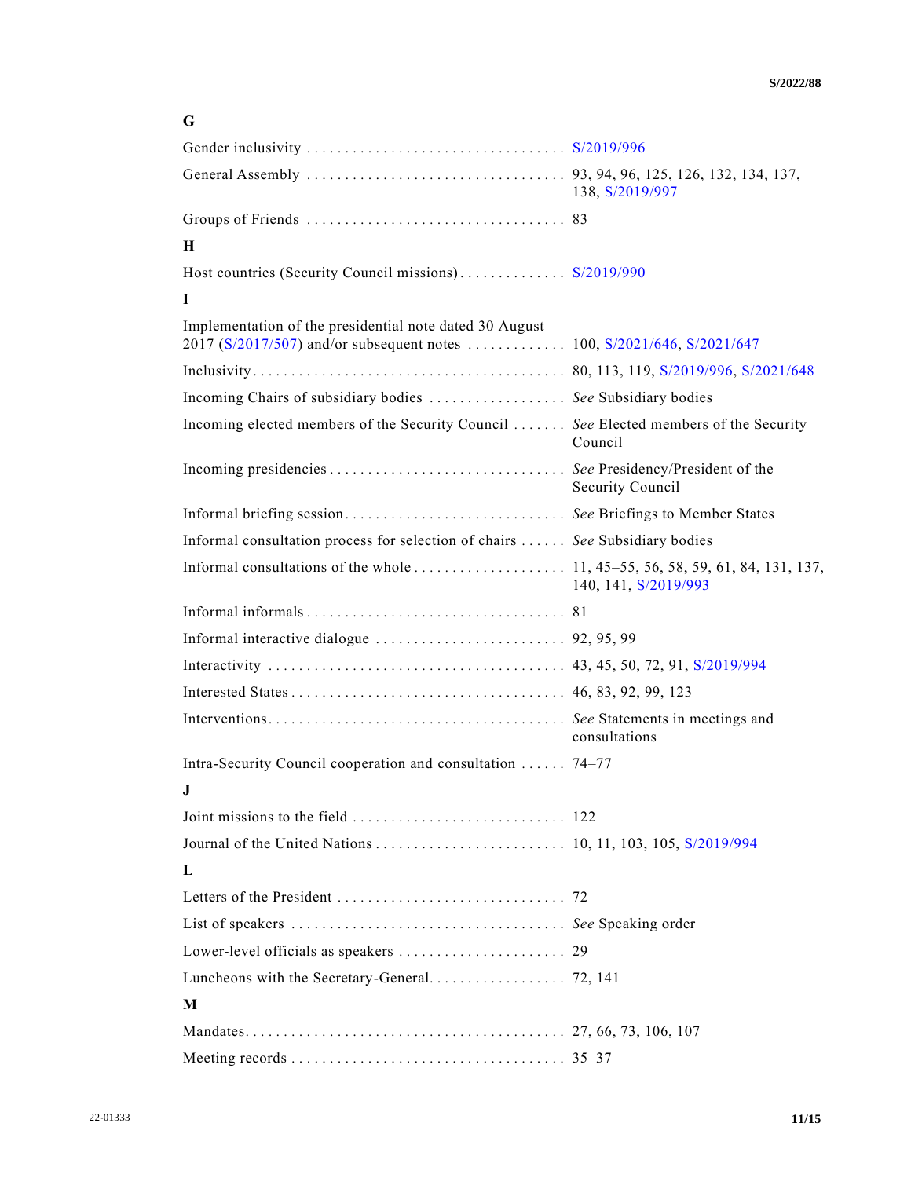## G

Gender inclusivity . . . . . . . . . . . . . . . . . . . . . . . . . . . . . . . . . S/2019/996

General Assembly . . . . . . . . . . . . . . . . . . . . . . . . . . . . . . . . . 93, 94, 96, 125, 126, 132, 134, 137, 138, S/2019/997

Groups of Friends . . . . . . . . . . . . . . . . . . . . . . . . . . . . . . . . . 83

## H

Host countries (Security Council missions) . . . . . . . . . . . . . . S/2019/990

## I

Implementation of the presidential note dated 30 August 2017 (S/2017/507) and/or subsequent notes . . . . . . . . . . . . . 100, S/2021/646, S/2021/647

Inclusivity . . . . . . . . . . . . . . . . . . . . . . . . . . . . . . . . . . . . . . . 80, 113, 119, S/2019/996, S/2021/648

Incoming Chairs of subsidiary bodies . . . . . . . . . . . . . . . . . . *See* Subsidiary bodies

Incoming elected members of the Security Council . . . . . . . *See* Elected members of the Security Council

Incoming presidencies . . . . . . . . . . . . . . . . . . . . . . . . . . . . . . . *See* Presidency/President of the Security Council

Informal briefing session . . . . . . . . . . . . . . . . . . . . . . . . . . . . *See* Briefings to Member States

Informal consultation process for selection of chairs . . . . . . *See* Subsidiary bodies

Informal consultations of the whole . . . . . . . . . . . . . . . . . . . . 11, 45–55, 56, 58, 59, 61, 84, 131, 137, 140, 141, S/2019/993

Informal informals . . . . . . . . . . . . . . . . . . . . . . . . . . . . . . . . . 81

Informal interactive dialogue . . . . . . . . . . . . . . . . . . . . . . . . . 92, 95, 99

Interactivity . . . . . . . . . . . . . . . . . . . . . . . . . . . . . . . . . . . . . . 43, 45, 50, 72, 91, S/2019/994

Interested States . . . . . . . . . . . . . . . . . . . . . . . . . . . . . . . . . . . 46, 83, 92, 99, 123

Interventions . . . . . . . . . . . . . . . . . . . . . . . . . . . . . . . . . . . . . . *See* Statements in meetings and consultations

Intra-Security Council cooperation and consultation . . . . . . 74–77

## J

Joint missions to the field . . . . . . . . . . . . . . . . . . . . . . . . . . . 122

Journal of the United Nations . . . . . . . . . . . . . . . . . . . . . . . . . 10, 11, 103, 105, S/2019/994

## L

Letters of the President . . . . . . . . . . . . . . . . . . . . . . . . . . . . . 72

List of speakers . . . . . . . . . . . . . . . . . . . . . . . . . . . . . . . . . . . *See* Speaking order

Lower-level officials as speakers . . . . . . . . . . . . . . . . . . . . . . 29

Luncheons with the Secretary-General. . . . . . . . . . . . . . . . . . 72, 141

## M

Mandates. . . . . . . . . . . . . . . . . . . . . . . . . . . . . . . . . . . . . . . . . 27, 66, 73, 106, 107

Meeting records . . . . . . . . . . . . . . . . . . . . . . . . . . . . . . . . . . . 35–37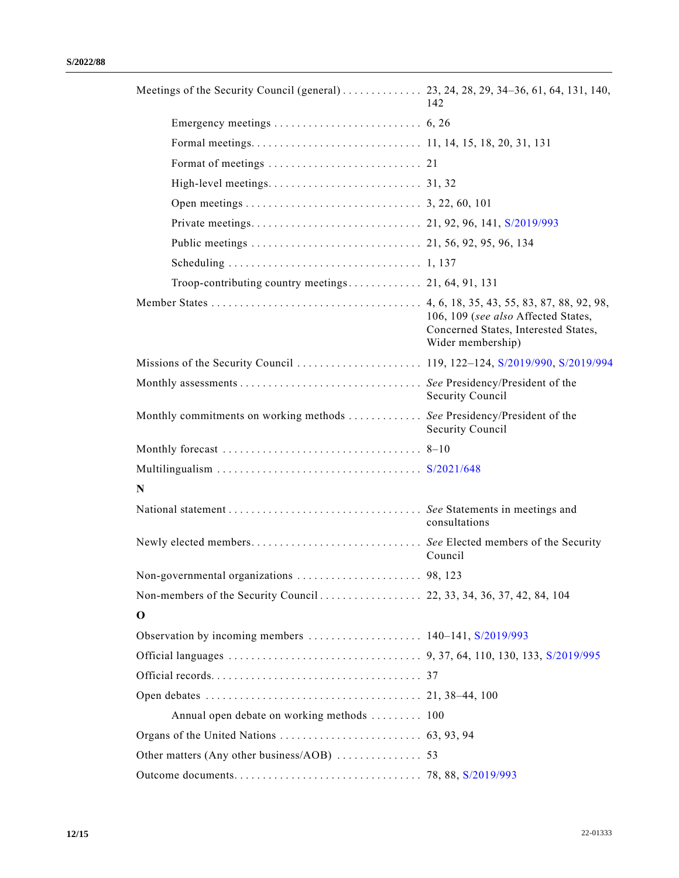Meetings of the Security Council (general) . . . . . . . . . . . . . . 23, 24, 28, 29, 34–36, 61, 64, 131, 140, 142

  Emergency meetings . . . . . . . . . . . . . . . . . . . . . . . . . . 6, 26

  Formal meetings. . . . . . . . . . . . . . . . . . . . . . . . . . . . . 11, 14, 15, 18, 20, 31, 131

  Format of meetings . . . . . . . . . . . . . . . . . . . . . . . . . . . 21

  High-level meetings. . . . . . . . . . . . . . . . . . . . . . . . . . . 31, 32

  Open meetings . . . . . . . . . . . . . . . . . . . . . . . . . . . . . . . 3, 22, 60, 101

  Private meetings. . . . . . . . . . . . . . . . . . . . . . . . . . . . . 21, 92, 96, 141, S/2019/993

  Public meetings . . . . . . . . . . . . . . . . . . . . . . . . . . . . . 21, 56, 92, 95, 96, 134

  Scheduling . . . . . . . . . . . . . . . . . . . . . . . . . . . . . . . . . 1, 137

  Troop-contributing country meetings. . . . . . . . . . . . . 21, 64, 91, 131

Member States . . . . . . . . . . . . . . . . . . . . . . . . . . . . . . . . . . . 4, 6, 18, 35, 43, 55, 83, 87, 88, 92, 98, 106, 109 (*see also* Affected States, Concerned States, Interested States, Wider membership)

Missions of the Security Council . . . . . . . . . . . . . . . . . . . . . 119, 122–124, S/2019/990, S/2019/994

Monthly assessments . . . . . . . . . . . . . . . . . . . . . . . . . . . . . . *See* Presidency/President of the Security Council

Monthly commitments on working methods . . . . . . . . . . . . *See* Presidency/President of the Security Council

Monthly forecast . . . . . . . . . . . . . . . . . . . . . . . . . . . . . . . . . 8–10

Multilingualism . . . . . . . . . . . . . . . . . . . . . . . . . . . . . . . . . . S/2021/648

**N**

National statement . . . . . . . . . . . . . . . . . . . . . . . . . . . . . . . . *See* Statements in meetings and consultations

Newly elected members. . . . . . . . . . . . . . . . . . . . . . . . . . . . . *See* Elected members of the Security Council

Non-governmental organizations . . . . . . . . . . . . . . . . . . . . . 98, 123

Non-members of the Security Council . . . . . . . . . . . . . . . . . 22, 33, 34, 36, 37, 42, 84, 104

**O**

Observation by incoming members . . . . . . . . . . . . . . . . . . . 140–141, S/2019/993

Official languages . . . . . . . . . . . . . . . . . . . . . . . . . . . . . . . . 9, 37, 64, 110, 130, 133, S/2019/995

Official records. . . . . . . . . . . . . . . . . . . . . . . . . . . . . . . . . . . 37

Open debates . . . . . . . . . . . . . . . . . . . . . . . . . . . . . . . . . . . . 21, 38–44, 100

  Annual open debate on working methods . . . . . . . . . 100

Organs of the United Nations . . . . . . . . . . . . . . . . . . . . . . . . 63, 93, 94

Other matters (Any other business/AOB) . . . . . . . . . . . . . . 53

Outcome documents. . . . . . . . . . . . . . . . . . . . . . . . . . . . . . . 78, 88, S/2019/993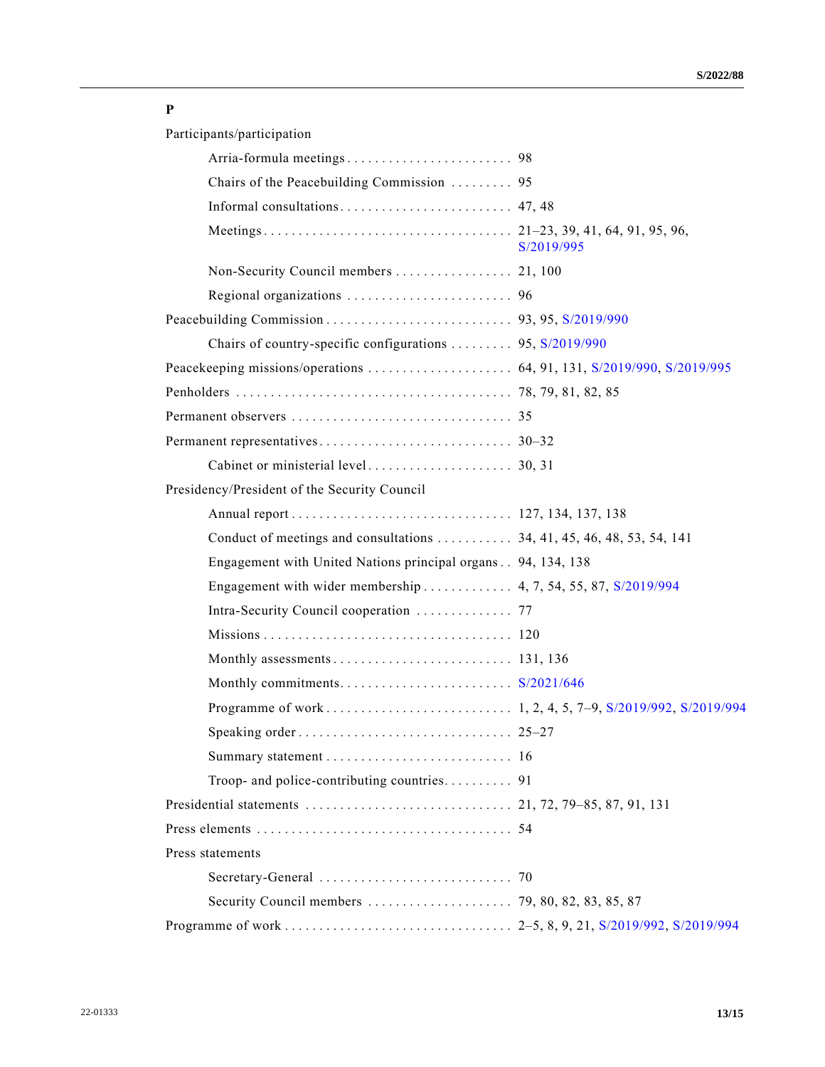**P**

Participants/participation

- Arria-formula meetings . . . . . . . . . . . . . . . . . . . . . . . . 98
- Chairs of the Peacebuilding Commission . . . . . . . . . 95
- Informal consultations . . . . . . . . . . . . . . . . . . . . . . . . . 47, 48
- Meetings . . . . . . . . . . . . . . . . . . . . . . . . . . . . . . . . . . . 21–23, 39, 41, 64, 91, 95, 96, S/2019/995
- Non-Security Council members . . . . . . . . . . . . . . . . . 21, 100
- Regional organizations . . . . . . . . . . . . . . . . . . . . . . . . 96

Peacebuilding Commission . . . . . . . . . . . . . . . . . . . . . . . . . . 93, 95, S/2019/990

- Chairs of country-specific configurations . . . . . . . . . 95, S/2019/990

Peacekeeping missions/operations . . . . . . . . . . . . . . . . . . . . 64, 91, 131, S/2019/990, S/2019/995

Penholders . . . . . . . . . . . . . . . . . . . . . . . . . . . . . . . . . . . . . . 78, 79, 81, 82, 85

Permanent observers . . . . . . . . . . . . . . . . . . . . . . . . . . . . . . . 35

Permanent representatives . . . . . . . . . . . . . . . . . . . . . . . . . . . 30–32

- Cabinet or ministerial level . . . . . . . . . . . . . . . . . . . . . 30, 31

Presidency/President of the Security Council

- Annual report . . . . . . . . . . . . . . . . . . . . . . . . . . . . . . . 127, 134, 137, 138
- Conduct of meetings and consultations . . . . . . . . . . . 34, 41, 45, 46, 48, 53, 54, 141
- Engagement with United Nations principal organs . . 94, 134, 138
- Engagement with wider membership . . . . . . . . . . . . . 4, 7, 54, 55, 87, S/2019/994
- Intra-Security Council cooperation . . . . . . . . . . . . . . 77
- Missions . . . . . . . . . . . . . . . . . . . . . . . . . . . . . . . . . . . 120
- Monthly assessments . . . . . . . . . . . . . . . . . . . . . . . . . . 131, 136
- Monthly commitments . . . . . . . . . . . . . . . . . . . . . . . . . S/2021/646
- Programme of work . . . . . . . . . . . . . . . . . . . . . . . . . . . 1, 2, 4, 5, 7–9, S/2019/992, S/2019/994
- Speaking order . . . . . . . . . . . . . . . . . . . . . . . . . . . . . . 25–27
- Summary statement . . . . . . . . . . . . . . . . . . . . . . . . . . . 16
- Troop- and police-contributing countries . . . . . . . . . . 91

Presidential statements . . . . . . . . . . . . . . . . . . . . . . . . . . . . . 21, 72, 79–85, 87, 91, 131

Press elements . . . . . . . . . . . . . . . . . . . . . . . . . . . . . . . . . . . . 54

Press statements

- Secretary-General . . . . . . . . . . . . . . . . . . . . . . . . . . . . 70
- Security Council members . . . . . . . . . . . . . . . . . . . . . 79, 80, 82, 83, 85, 87

Programme of work . . . . . . . . . . . . . . . . . . . . . . . . . . . . . . . . 2–5, 8, 9, 21, S/2019/992, S/2019/994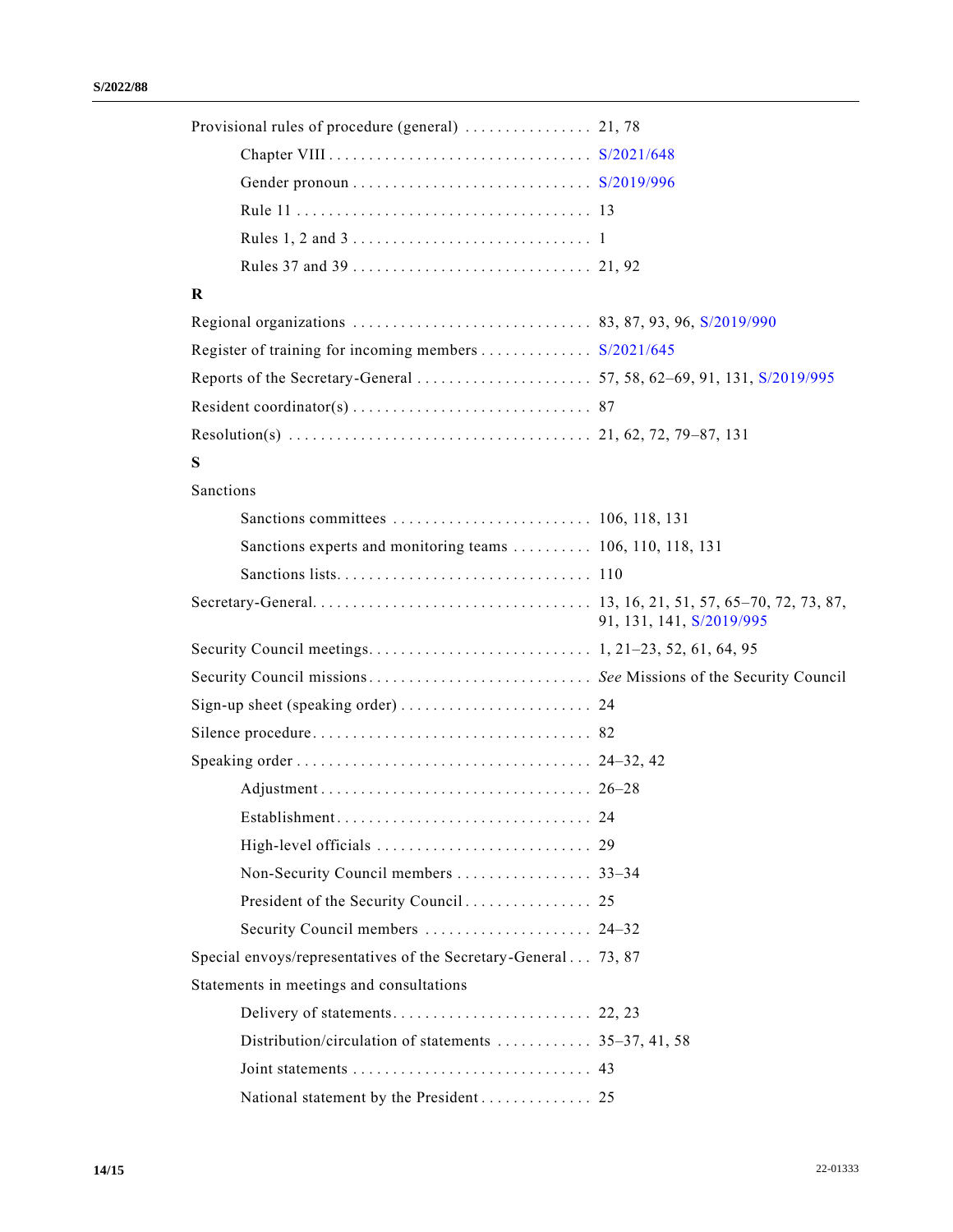Provisional rules of procedure (general) . . . . . . . . . . . . . . . . 21, 78

- Chapter VIII . . . . . . . . . . . . . . . . . . . . . . . . . . . . . . . . S/2021/648
- Gender pronoun . . . . . . . . . . . . . . . . . . . . . . . . . . . . . S/2019/996
- Rule 11 . . . . . . . . . . . . . . . . . . . . . . . . . . . . . . . . . . . . 13
- Rules 1, 2 and 3 . . . . . . . . . . . . . . . . . . . . . . . . . . . . . 1
- Rules 37 and 39 . . . . . . . . . . . . . . . . . . . . . . . . . . . . . 21, 92

**R**

Regional organizations . . . . . . . . . . . . . . . . . . . . . . . . . . . . . 83, 87, 93, 96, S/2019/990

Register of training for incoming members . . . . . . . . . . . . . . S/2021/645

Reports of the Secretary-General . . . . . . . . . . . . . . . . . . . . . . 57, 58, 62–69, 91, 131, S/2019/995

Resident coordinator(s) . . . . . . . . . . . . . . . . . . . . . . . . . . . . . 87

Resolution(s) . . . . . . . . . . . . . . . . . . . . . . . . . . . . . . . . . . . . 21, 62, 72, 79–87, 131

**S**

Sanctions

- Sanctions committees . . . . . . . . . . . . . . . . . . . . . . . . . 106, 118, 131
- Sanctions experts and monitoring teams . . . . . . . . . . 106, 110, 118, 131
- Sanctions lists. . . . . . . . . . . . . . . . . . . . . . . . . . . . . . . 110

Secretary-General. . . . . . . . . . . . . . . . . . . . . . . . . . . . . . . . . . 13, 16, 21, 51, 57, 65–70, 72, 73, 87, 91, 131, 141, S/2019/995

Security Council meetings. . . . . . . . . . . . . . . . . . . . . . . . . . . 1, 21–23, 52, 61, 64, 95

Security Council missions. . . . . . . . . . . . . . . . . . . . . . . . . . . *See* Missions of the Security Council

Sign-up sheet (speaking order) . . . . . . . . . . . . . . . . . . . . . . . . 24

Silence procedure. . . . . . . . . . . . . . . . . . . . . . . . . . . . . . . . . . 82

Speaking order . . . . . . . . . . . . . . . . . . . . . . . . . . . . . . . . . . . . 24–32, 42

- Adjustment . . . . . . . . . . . . . . . . . . . . . . . . . . . . . . . . . . 26–28
- Establishment. . . . . . . . . . . . . . . . . . . . . . . . . . . . . . . . 24
- High-level officials . . . . . . . . . . . . . . . . . . . . . . . . . . . 29
- Non-Security Council members . . . . . . . . . . . . . . . . . 33–34
- President of the Security Council . . . . . . . . . . . . . . . . 25
- Security Council members . . . . . . . . . . . . . . . . . . . . . 24–32

Special envoys/representatives of the Secretary-General . . . 73, 87

Statements in meetings and consultations

- Delivery of statements. . . . . . . . . . . . . . . . . . . . . . . . . 22, 23
- Distribution/circulation of statements . . . . . . . . . . . . 35–37, 41, 58
- Joint statements . . . . . . . . . . . . . . . . . . . . . . . . . . . . . . 43
- National statement by the President . . . . . . . . . . . . . . 25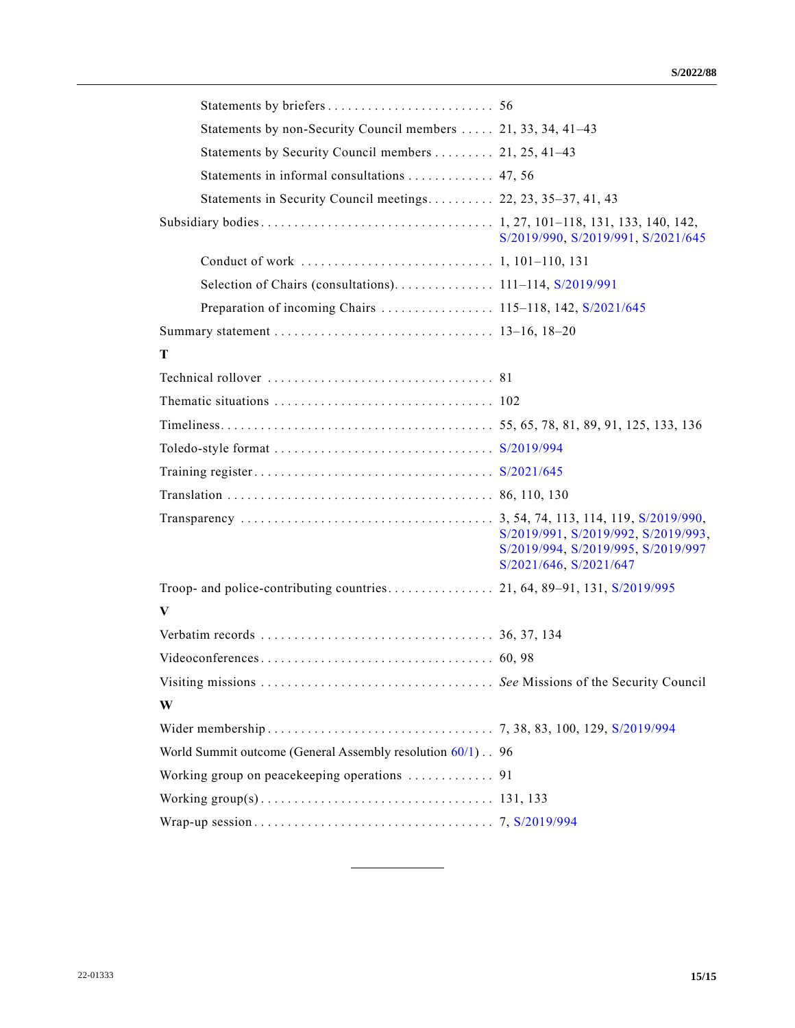Statements by briefers . . . . . . . . . . . . . . . . . . . . . . . . . 56

Statements by non-Security Council members . . . . . 21, 33, 34, 41–43

Statements by Security Council members . . . . . . . . . 21, 25, 41–43

Statements in informal consultations . . . . . . . . . . . . . 47, 56

Statements in Security Council meetings. . . . . . . . . . 22, 23, 35–37, 41, 43

Subsidiary bodies. . . . . . . . . . . . . . . . . . . . . . . . . . . . . . . . . . 1, 27, 101–118, 131, 133, 140, 142, S/2019/990, S/2019/991, S/2021/645

Conduct of work . . . . . . . . . . . . . . . . . . . . . . . . . . . . 1, 101–110, 131

Selection of Chairs (consultations). . . . . . . . . . . . . . . 111–114, S/2019/991

Preparation of incoming Chairs . . . . . . . . . . . . . . . . 115–118, 142, S/2021/645

Summary statement . . . . . . . . . . . . . . . . . . . . . . . . . . . . . . . . 13–16, 18–20

**T**

Technical rollover . . . . . . . . . . . . . . . . . . . . . . . . . . . . . . . . . 81

Thematic situations . . . . . . . . . . . . . . . . . . . . . . . . . . . . . . . . 102

Timeliness. . . . . . . . . . . . . . . . . . . . . . . . . . . . . . . . . . . . . . . . 55, 65, 78, 81, 89, 91, 125, 133, 136

Toledo-style format . . . . . . . . . . . . . . . . . . . . . . . . . . . . . . . . S/2019/994

Training register. . . . . . . . . . . . . . . . . . . . . . . . . . . . . . . . . . . S/2021/645

Translation . . . . . . . . . . . . . . . . . . . . . . . . . . . . . . . . . . . . . . . 86, 110, 130

Transparency . . . . . . . . . . . . . . . . . . . . . . . . . . . . . . . . . . . . . 3, 54, 74, 113, 114, 119, S/2019/990, S/2019/991, S/2019/992, S/2019/993, S/2019/994, S/2019/995, S/2019/997 S/2021/646, S/2021/647

Troop- and police-contributing countries. . . . . . . . . . . . . . . . 21, 64, 89–91, 131, S/2019/995

**V**

Verbatim records . . . . . . . . . . . . . . . . . . . . . . . . . . . . . . . . . . 36, 37, 134

Videoconferences. . . . . . . . . . . . . . . . . . . . . . . . . . . . . . . . . . 60, 98

Visiting missions . . . . . . . . . . . . . . . . . . . . . . . . . . . . . . . . . . *See* Missions of the Security Council

**W**

Wider membership . . . . . . . . . . . . . . . . . . . . . . . . . . . . . . . . . 7, 38, 83, 100, 129, S/2019/994

World Summit outcome (General Assembly resolution 60/1) . . 96

Working group on peacekeeping operations . . . . . . . . . . . . . 91

Working group(s) . . . . . . . . . . . . . . . . . . . . . . . . . . . . . . . . . . 131, 133

Wrap-up session . . . . . . . . . . . . . . . . . . . . . . . . . . . . . . . . . . . 7, S/2019/994